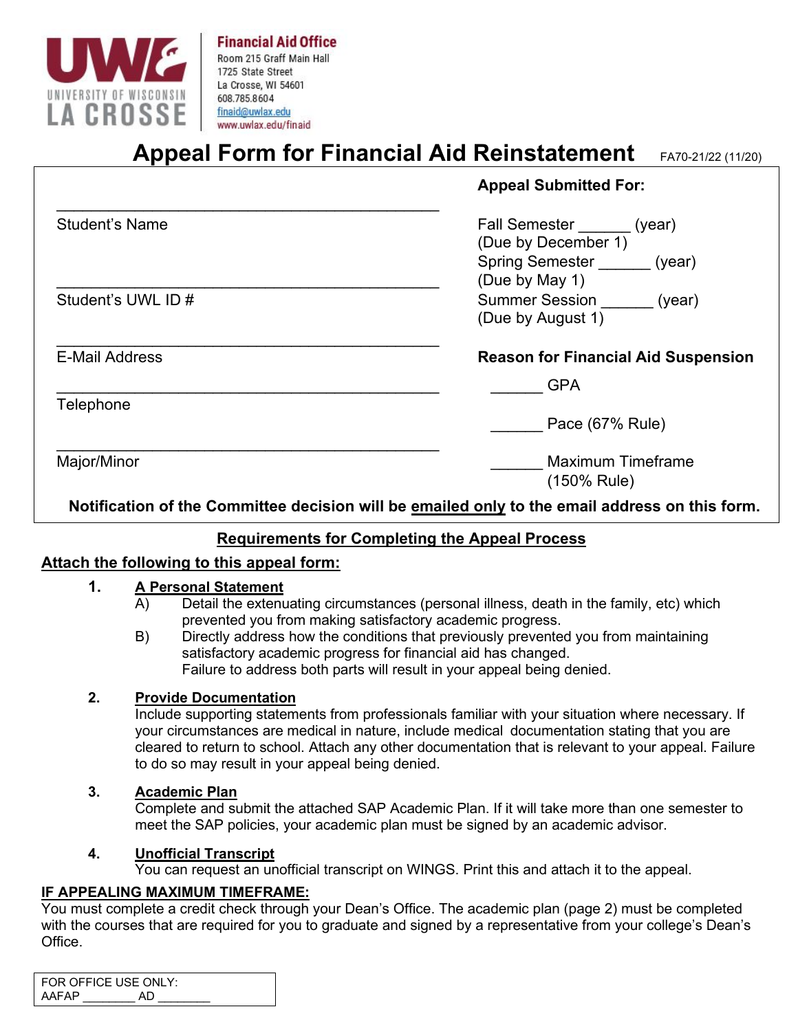UNIVERSITY OF WISCONSIN LA CROSSE

**Financial Aid Office**
Room 215 Graff Main Hall
1725 State Street
La Crosse, WI 54601
608.785.8604
finaid@uwlax.edu
www.uwlax.edu/finaid

# Appeal Form for Financial Aid Reinstatement

FA70-21/22 (11/20)

______________________________________________
Student's Name

______________________________________________
Student's UWL ID #

______________________________________________
E-Mail Address

______________________________________________
Telephone

______________________________________________
Major/Minor

**Appeal Submitted For:**

Fall Semester ______ (year)
(Due by December 1)
Spring Semester ______ (year)
(Due by May 1)
Summer Session ______ (year)
(Due by August 1)

**Reason for Financial Aid Suspension**

______ GPA

______ Pace (67% Rule)

______ Maximum Timeframe (150% Rule)

**Notification of the Committee decision will be emailed only to the email address on this form.**

## Requirements for Completing the Appeal Process

**Attach the following to this appeal form:**

1. **A Personal Statement**
   A) Detail the extenuating circumstances (personal illness, death in the family, etc) which prevented you from making satisfactory academic progress.
   B) Directly address how the conditions that previously prevented you from maintaining satisfactory academic progress for financial aid has changed.
   Failure to address both parts will result in your appeal being denied.

2. **Provide Documentation**
   Include supporting statements from professionals familiar with your situation where necessary. If your circumstances are medical in nature, include medical documentation stating that you are cleared to return to school. Attach any other documentation that is relevant to your appeal. Failure to do so may result in your appeal being denied.

3. **Academic Plan**
   Complete and submit the attached SAP Academic Plan. If it will take more than one semester to meet the SAP policies, your academic plan must be signed by an academic advisor.

4. **Unofficial Transcript**
   You can request an unofficial transcript on WINGS. Print this and attach it to the appeal.

**IF APPEALING MAXIMUM TIMEFRAME:**
You must complete a credit check through your Dean's Office. The academic plan (page 2) must be completed with the courses that are required for you to graduate and signed by a representative from your college's Dean's Office.

FOR OFFICE USE ONLY:
AAFAP ________ AD ________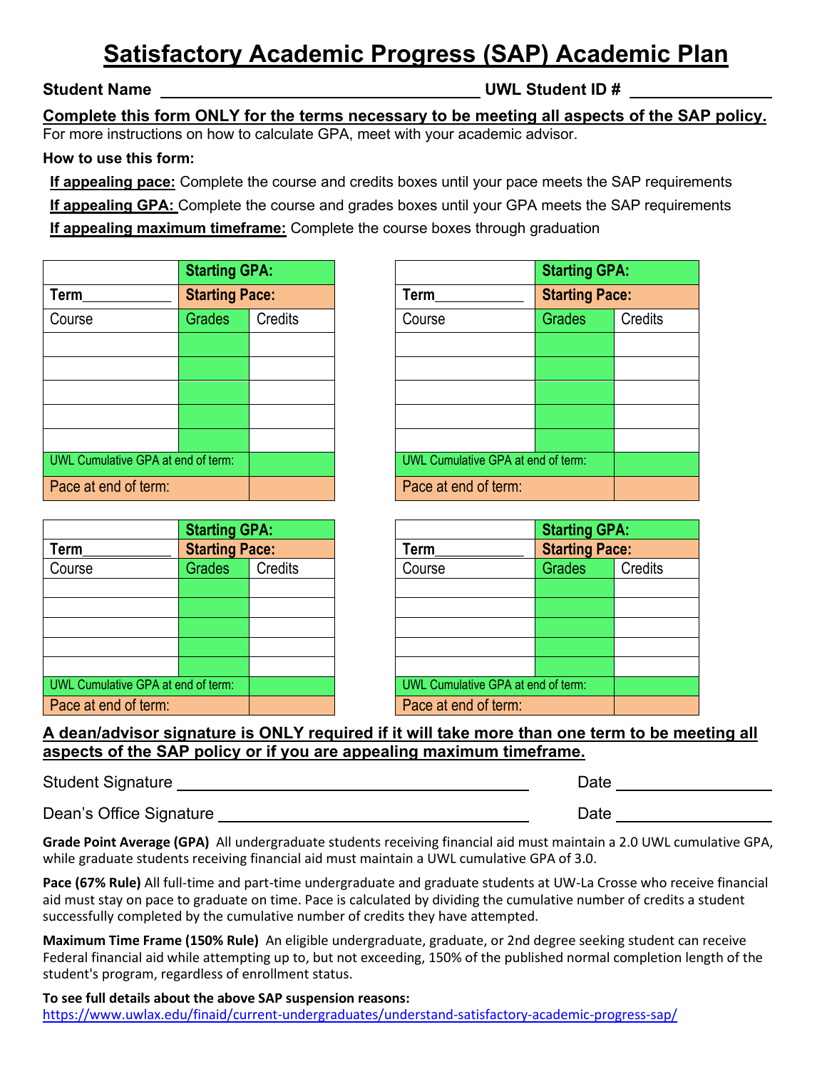# Satisfactory Academic Progress (SAP) Academic Plan

**Student Name** ______________________________ **UWL Student ID #** ______________

**Complete this form ONLY for the terms necessary to be meeting all aspects of the SAP policy.**

For more instructions on how to calculate GPA, meet with your academic advisor.

**How to use this form:**

**If appealing pace:** Complete the course and credits boxes until your pace meets the SAP requirements

**If appealing GPA:** Complete the course and grades boxes until your GPA meets the SAP requirements

**If appealing maximum timeframe:** Complete the course boxes through graduation

| | **Starting GPA:** | |
|---|---|---|
| **Term**___________ | **Starting Pace:** | |
| Course | Grades | Credits |
| | | |
| | | |
| | | |
| | | |
| | | |
| UWL Cumulative GPA at end of term: | | |
| Pace at end of term: | | |

| | **Starting GPA:** | |
|---|---|---|
| **Term**___________ | **Starting Pace:** | |
| Course | Grades | Credits |
| | | |
| | | |
| | | |
| | | |
| | | |
| UWL Cumulative GPA at end of term: | | |
| Pace at end of term: | | |

| | **Starting GPA:** | |
|---|---|---|
| **Term**___________ | **Starting Pace:** | |
| Course | Grades | Credits |
| | | |
| | | |
| | | |
| | | |
| | | |
| UWL Cumulative GPA at end of term: | | |
| Pace at end of term: | | |

| | **Starting GPA:** | |
|---|---|---|
| **Term**___________ | **Starting Pace:** | |
| Course | Grades | Credits |
| | | |
| | | |
| | | |
| | | |
| | | |
| UWL Cumulative GPA at end of term: | | |
| Pace at end of term: | | |

**A dean/advisor signature is ONLY required if it will take more than one term to be meeting all aspects of the SAP policy or if you are appealing maximum timeframe.**

Student Signature ______________________________ Date ______________

Dean's Office Signature ______________________________ Date ______________

**Grade Point Average (GPA)** All undergraduate students receiving financial aid must maintain a 2.0 UWL cumulative GPA, while graduate students receiving financial aid must maintain a UWL cumulative GPA of 3.0.

**Pace (67% Rule)** All full-time and part-time undergraduate and graduate students at UW-La Crosse who receive financial aid must stay on pace to graduate on time. Pace is calculated by dividing the cumulative number of credits a student successfully completed by the cumulative number of credits they have attempted.

**Maximum Time Frame (150% Rule)** An eligible undergraduate, graduate, or 2nd degree seeking student can receive Federal financial aid while attempting up to, but not exceeding, 150% of the published normal completion length of the student's program, regardless of enrollment status.

**To see full details about the above SAP suspension reasons:**
https://www.uwlax.edu/finaid/current-undergraduates/understand-satisfactory-academic-progress-sap/